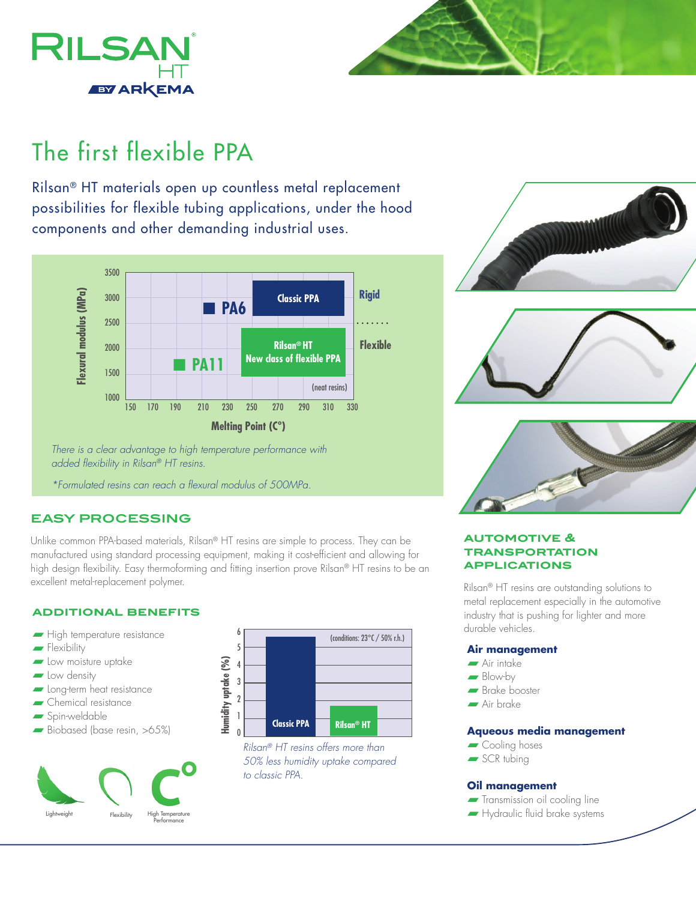# The first flexible PPA

Rilsan® HT materials open up countless metal replacement possibilities for flexible tubing applications, under the hood components and other demanding industrial uses.

*There is a clear advantage to high temperature performance with added flexibility in Rilsan® HT resins.*

*\*Formulated resins can reach a flexural modulus of 500MPa.*

## EASY PROCESSING

Unlike common PPA-based materials, Rilsan® HT resins are simple to process. They can be manufactured using standard processing equipment, making it cost-efficient and allowing for high design flexibility. Easy thermoforming and fitting insertion prove Rilsan® HT resins to be an excellent metal-replacement polymer.

## ADDITIONAL BENEFITS

- High temperature resistance
- Flexibility
- Low moisture uptake
- Low density
- Long-term heat resistance
- Chemical resistance
- Spin-weldable
- Biobased (base resin, >65%)

Lightweight | Flexibility | High Temperature Performance

*Rilsan® HT resins offers more than 50% less humidity uptake compared to classic PPA.*

## AUTOMOTIVE & TRANSPORTATION APPLICATIONS

Rilsan® HT resins are outstanding solutions to metal replacement especially in the automotive industry that is pushing for lighter and more durable vehicles.

### Air management

- Air intake
- Blow-by
- Brake booster
- Air brake

### Aqueous media management

- Cooling hoses
- SCR tubing

### Oil management

- Transmission oil cooling line
- Hydraulic fluid brake systems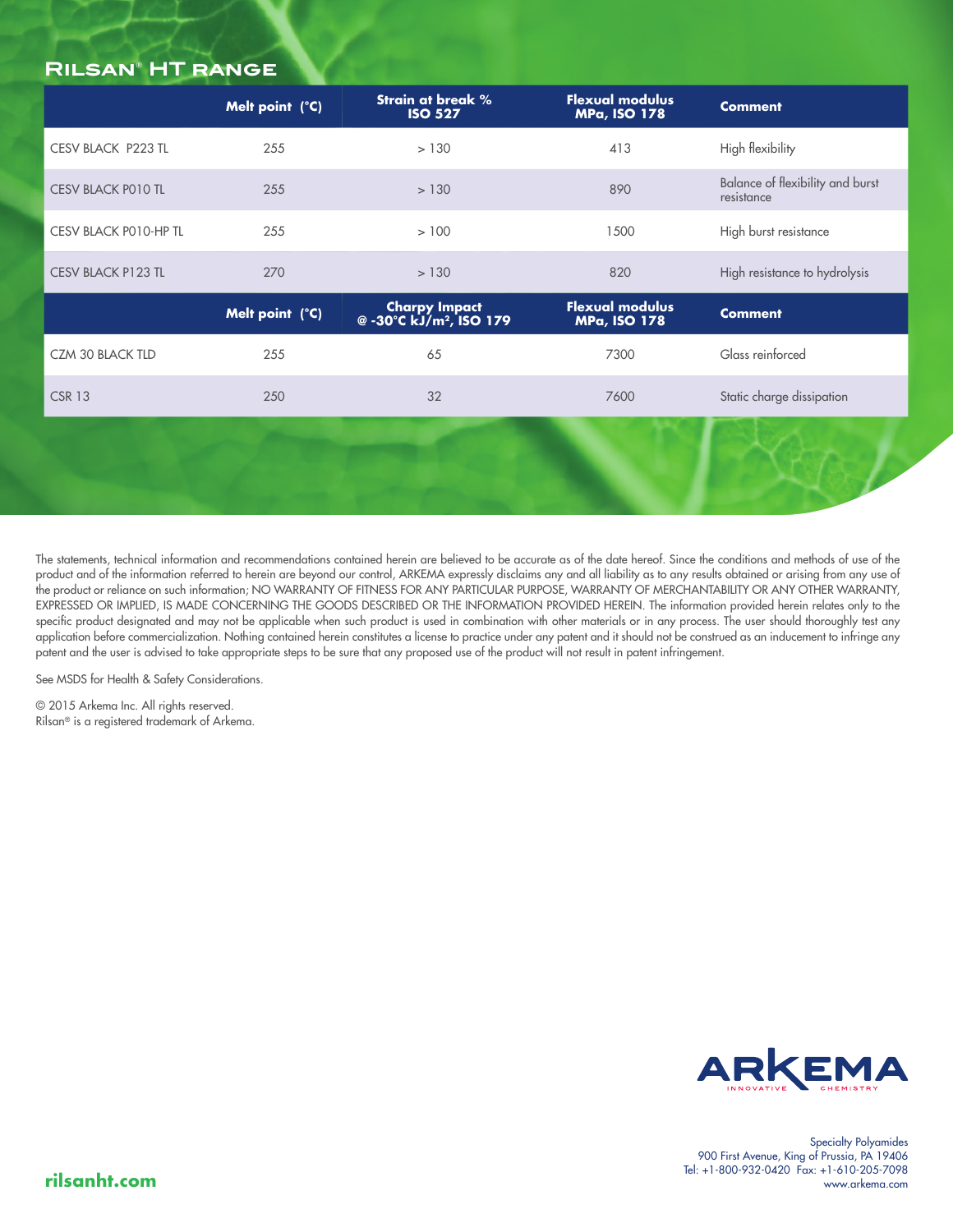## Rilsan® HT range

| | Melt point (°C) | Strain at break % ISO 527 | Flexual modulus MPa, ISO 178 | Comment |
|---|---|---|---|---|
| CESV BLACK P223 TL | 255 | > 130 | 413 | High flexibility |
| CESV BLACK P010 TL | 255 | > 130 | 890 | Balance of flexibility and burst resistance |
| CESV BLACK P010-HP TL | 255 | > 100 | 1500 | High burst resistance |
| CESV BLACK P123 TL | 270 | > 130 | 820 | High resistance to hydrolysis |
| | **Melt point (°C)** | **Charpy Impact @ -30°C kJ/m², ISO 179** | **Flexual modulus MPa, ISO 178** | **Comment** |
| CZM 30 BLACK TLD | 255 | 65 | 7300 | Glass reinforced |
| CSR 13 | 250 | 32 | 7600 | Static charge dissipation |

The statements, technical information and recommendations contained herein are believed to be accurate as of the date hereof. Since the conditions and methods of use of the product and of the information referred to herein are beyond our control, ARKEMA expressly disclaims any and all liability as to any results obtained or arising from any use of the product or reliance on such information; NO WARRANTY OF FITNESS FOR ANY PARTICULAR PURPOSE, WARRANTY OF MERCHANTABILITY OR ANY OTHER WARRANTY, EXPRESSED OR IMPLIED, IS MADE CONCERNING THE GOODS DESCRIBED OR THE INFORMATION PROVIDED HEREIN. The information provided herein relates only to the specific product designated and may not be applicable when such product is used in combination with other materials or in any process. The user should thoroughly test any application before commercialization. Nothing contained herein constitutes a license to practice under any patent and it should not be construed as an inducement to infringe any patent and the user is advised to take appropriate steps to be sure that any proposed use of the product will not result in patent infringement.

See MSDS for Health & Safety Considerations.

© 2015 Arkema Inc. All rights reserved.
Rilsan® is a registered trademark of Arkema.

ARKEMA
INNOVATIVE CHEMISTRY

Specialty Polyamides
900 First Avenue, King of Prussia, PA 19406
Tel: +1-800-932-0420 Fax: +1-610-205-7098
www.arkema.com

**rilsanht.com**